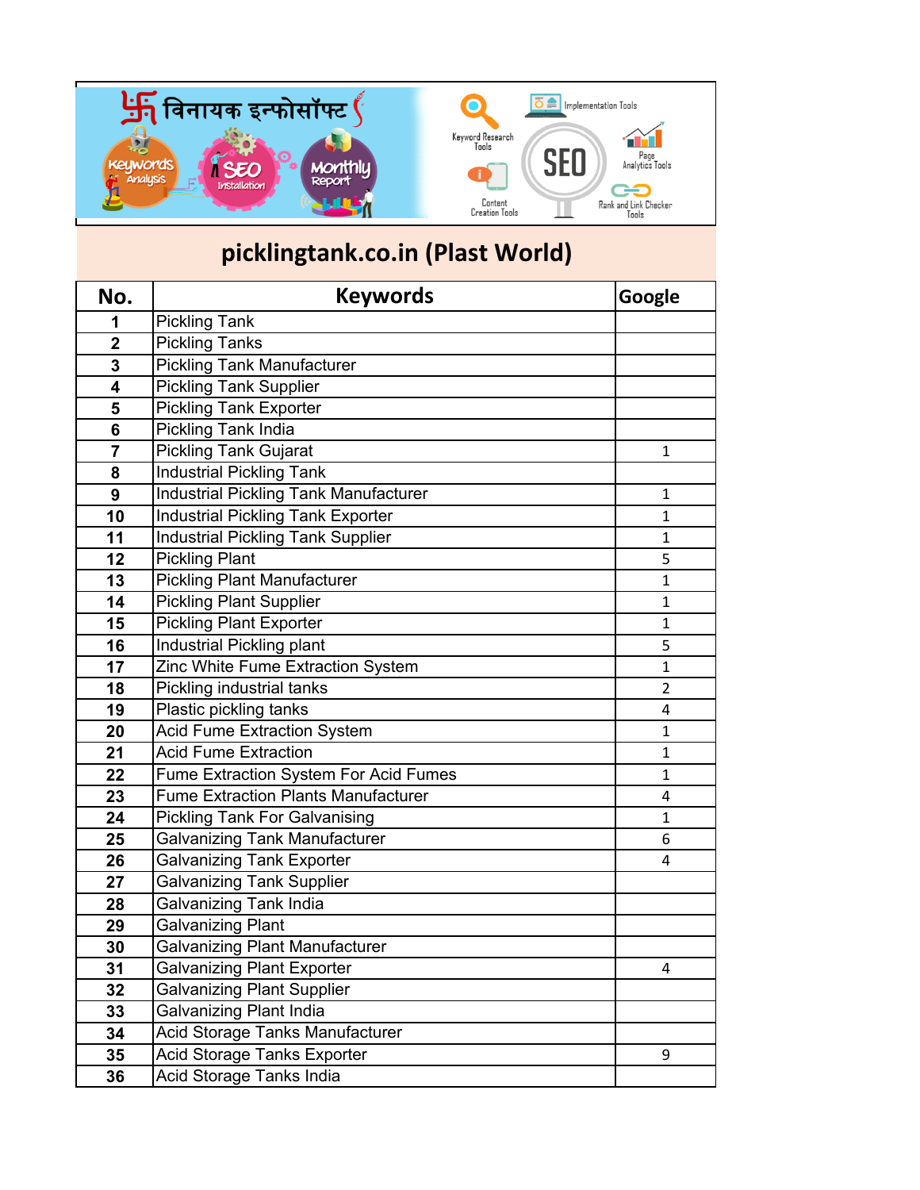# picklingtank.co.in (Plast World)

| No. | Keywords | Google |
|---|---|---|
| 1 | Pickling Tank | |
| 2 | Pickling Tanks | |
| 3 | Pickling Tank Manufacturer | |
| 4 | Pickling Tank Supplier | |
| 5 | Pickling Tank Exporter | |
| 6 | Pickling Tank India | |
| 7 | Pickling Tank Gujarat | 1 |
| 8 | Industrial Pickling Tank | |
| 9 | Industrial Pickling Tank Manufacturer | 1 |
| 10 | Industrial Pickling Tank Exporter | 1 |
| 11 | Industrial Pickling Tank Supplier | 1 |
| 12 | Pickling Plant | 5 |
| 13 | Pickling Plant Manufacturer | 1 |
| 14 | Pickling Plant Supplier | 1 |
| 15 | Pickling Plant Exporter | 1 |
| 16 | Industrial Pickling plant | 5 |
| 17 | Zinc White Fume Extraction System | 1 |
| 18 | Pickling industrial tanks | 2 |
| 19 | Plastic pickling tanks | 4 |
| 20 | Acid Fume Extraction System | 1 |
| 21 | Acid Fume Extraction | 1 |
| 22 | Fume Extraction System For Acid Fumes | 1 |
| 23 | Fume Extraction Plants Manufacturer | 4 |
| 24 | Pickling Tank For Galvanising | 1 |
| 25 | Galvanizing Tank Manufacturer | 6 |
| 26 | Galvanizing Tank Exporter | 4 |
| 27 | Galvanizing Tank Supplier | |
| 28 | Galvanizing Tank India | |
| 29 | Galvanizing Plant | |
| 30 | Galvanizing Plant Manufacturer | |
| 31 | Galvanizing Plant Exporter | 4 |
| 32 | Galvanizing Plant Supplier | |
| 33 | Galvanizing Plant India | |
| 34 | Acid Storage Tanks Manufacturer | |
| 35 | Acid Storage Tanks Exporter | 9 |
| 36 | Acid Storage Tanks India | |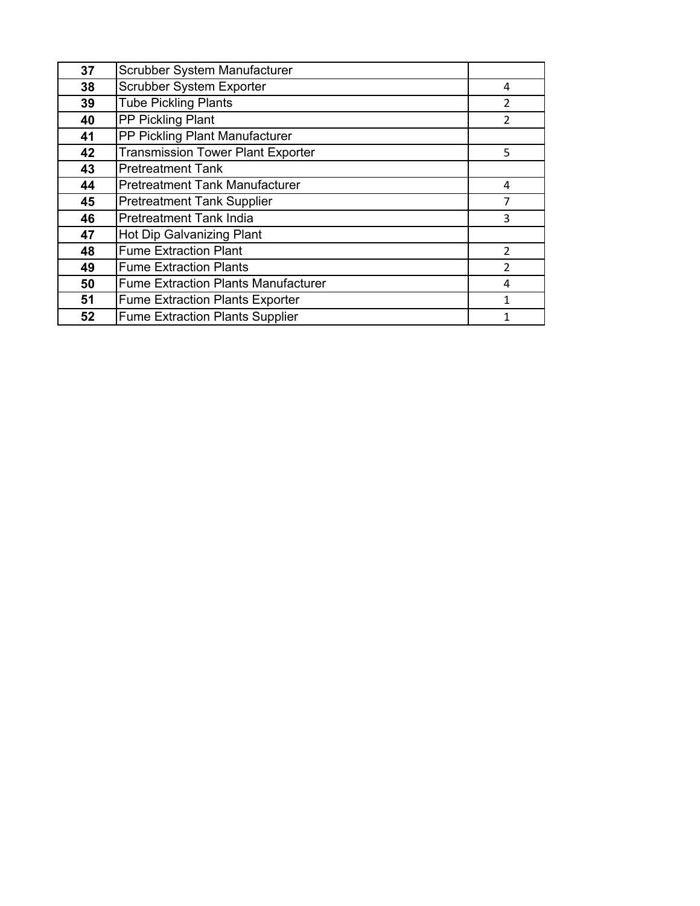| | | |
|---|---|---|
| **37** | Scrubber System Manufacturer | |
| **38** | Scrubber System Exporter | 4 |
| **39** | Tube Pickling Plants | 2 |
| **40** | PP Pickling Plant | 2 |
| **41** | PP Pickling Plant Manufacturer | |
| **42** | Transmission Tower Plant Exporter | 5 |
| **43** | Pretreatment Tank | |
| **44** | Pretreatment Tank Manufacturer | 4 |
| **45** | Pretreatment Tank Supplier | 7 |
| **46** | Pretreatment Tank India | 3 |
| **47** | Hot Dip Galvanizing Plant | |
| **48** | Fume Extraction Plant | 2 |
| **49** | Fume Extraction Plants | 2 |
| **50** | Fume Extraction Plants Manufacturer | 4 |
| **51** | Fume Extraction Plants Exporter | 1 |
| **52** | Fume Extraction Plants Supplier | 1 |